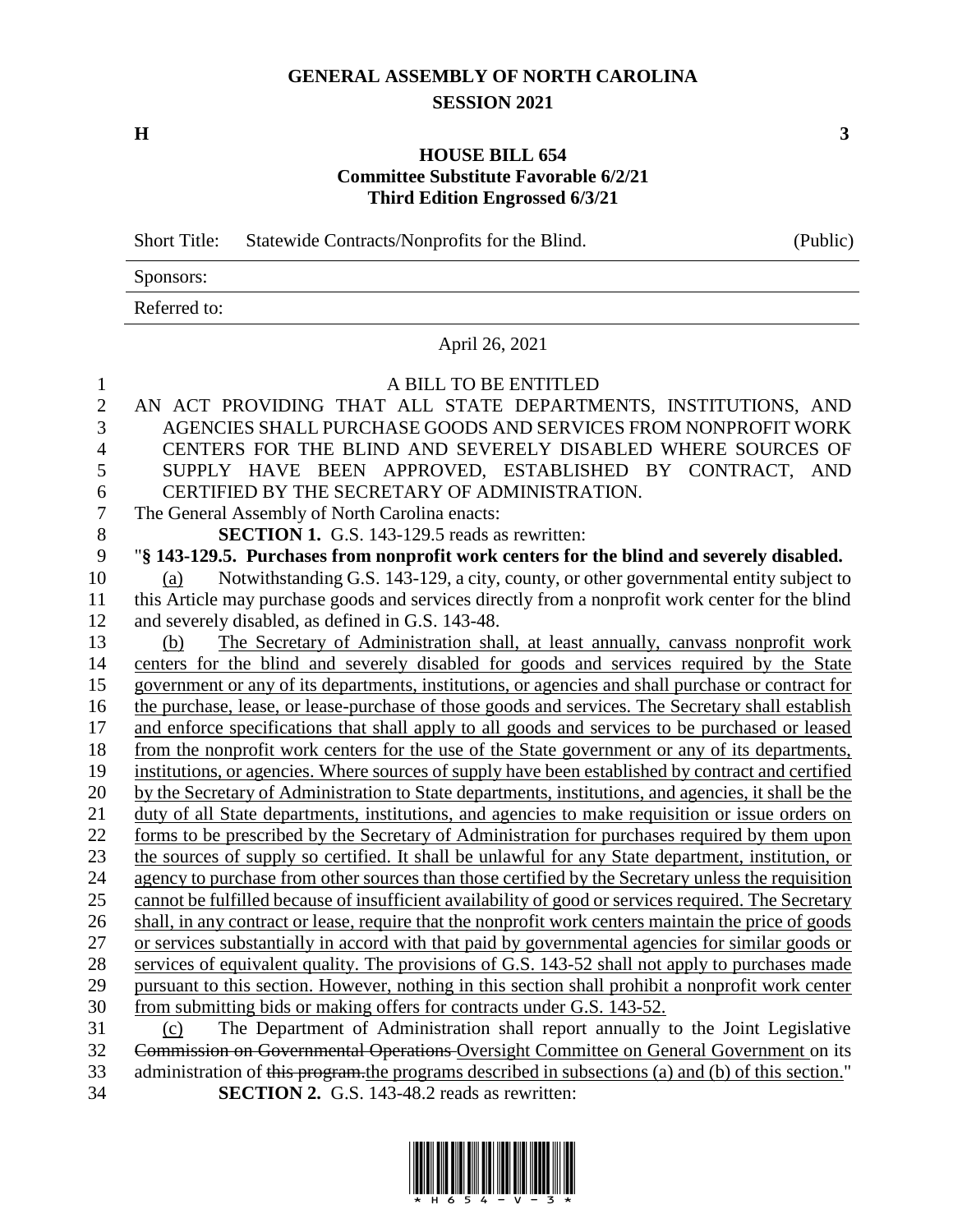# GENERAL ASSEMBLY OF NORTH CAROLINA
## SESSION 2021

**H** **3**

### HOUSE BILL 654
**Committee Substitute Favorable 6/2/21**
**Third Edition Engrossed 6/3/21**

Short Title: Statewide Contracts/Nonprofits for the Blind. (Public)

Sponsors:

Referred to:

April 26, 2021

A BILL TO BE ENTITLED

AN ACT PROVIDING THAT ALL STATE DEPARTMENTS, INSTITUTIONS, AND AGENCIES SHALL PURCHASE GOODS AND SERVICES FROM NONPROFIT WORK CENTERS FOR THE BLIND AND SEVERELY DISABLED WHERE SOURCES OF SUPPLY HAVE BEEN APPROVED, ESTABLISHED BY CONTRACT, AND CERTIFIED BY THE SECRETARY OF ADMINISTRATION.

The General Assembly of North Carolina enacts:

**SECTION 1.** G.S. 143-129.5 reads as rewritten:

"**§ 143-129.5. Purchases from nonprofit work centers for the blind and severely disabled.**

(a) Notwithstanding G.S. 143-129, a city, county, or other governmental entity subject to this Article may purchase goods and services directly from a nonprofit work center for the blind and severely disabled, as defined in G.S. 143-48.

(b) The Secretary of Administration shall, at least annually, canvass nonprofit work centers for the blind and severely disabled for goods and services required by the State government or any of its departments, institutions, or agencies and shall purchase or contract for the purchase, lease, or lease-purchase of those goods and services. The Secretary shall establish and enforce specifications that shall apply to all goods and services to be purchased or leased from the nonprofit work centers for the use of the State government or any of its departments, institutions, or agencies. Where sources of supply have been established by contract and certified by the Secretary of Administration to State departments, institutions, and agencies, it shall be the duty of all State departments, institutions, and agencies to make requisition or issue orders on forms to be prescribed by the Secretary of Administration for purchases required by them upon the sources of supply so certified. It shall be unlawful for any State department, institution, or agency to purchase from other sources than those certified by the Secretary unless the requisition cannot be fulfilled because of insufficient availability of good or services required. The Secretary shall, in any contract or lease, require that the nonprofit work centers maintain the price of goods or services substantially in accord with that paid by governmental agencies for similar goods or services of equivalent quality. The provisions of G.S. 143-52 shall not apply to purchases made pursuant to this section. However, nothing in this section shall prohibit a nonprofit work center from submitting bids or making offers for contracts under G.S. 143-52.

(c) The Department of Administration shall report annually to the Joint Legislative ~~Commission on Governmental Operations~~ Oversight Committee on General Government on its administration of ~~this program.~~the programs described in subsections (a) and (b) of this section."

**SECTION 2.** G.S. 143-48.2 reads as rewritten: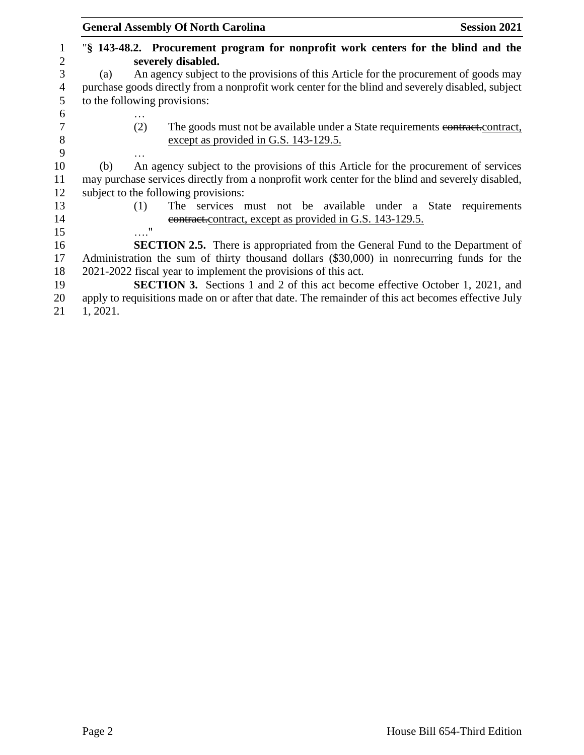"**§ 143-48.2. Procurement program for nonprofit work centers for the blind and the severely disabled.**

(a) An agency subject to the provisions of this Article for the procurement of goods may purchase goods directly from a nonprofit work center for the blind and severely disabled, subject to the following provisions:

…

(2) The goods must not be available under a State requirements ~~contract.~~contract, except as provided in G.S. 143-129.5.

…

(b) An agency subject to the provisions of this Article for the procurement of services may purchase services directly from a nonprofit work center for the blind and severely disabled, subject to the following provisions:

(1) The services must not be available under a State requirements ~~contract.~~contract, except as provided in G.S. 143-129.5.

…."

**SECTION 2.5.** There is appropriated from the General Fund to the Department of Administration the sum of thirty thousand dollars ($30,000) in nonrecurring funds for the 2021-2022 fiscal year to implement the provisions of this act.

**SECTION 3.** Sections 1 and 2 of this act become effective October 1, 2021, and apply to requisitions made on or after that date. The remainder of this act becomes effective July 1, 2021.